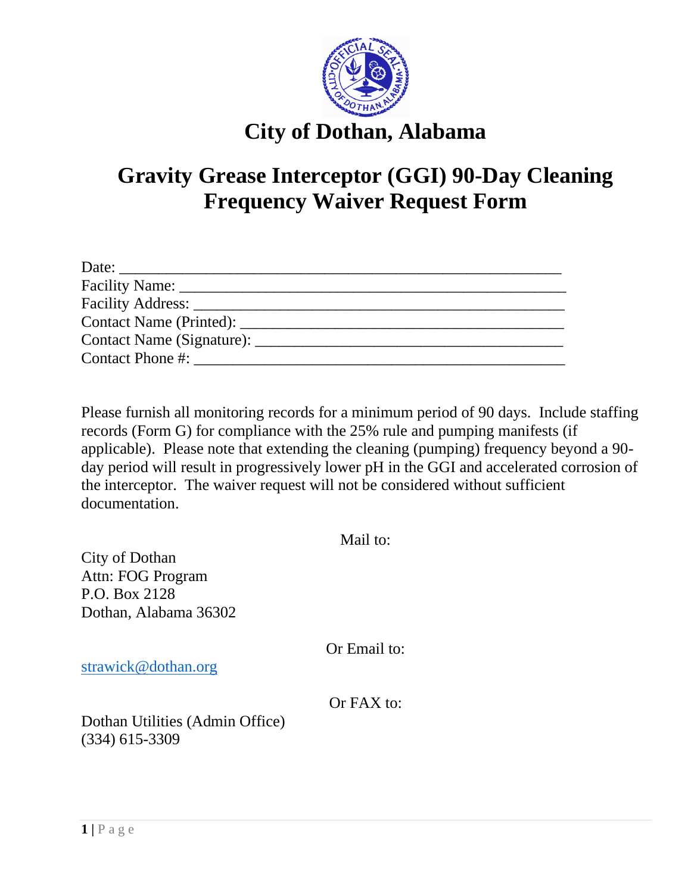# City of Dothan, Alabama

## Gravity Grease Interceptor (GGI) 90-Day Cleaning Frequency Waiver Request Form

Date: ______________________________________________________

Facility Name: __________________________________________________

Facility Address: ________________________________________________

Contact Name (Printed): ___________________________________________

Contact Name (Signature): _________________________________________

Contact Phone #: ________________________________________________

Please furnish all monitoring records for a minimum period of 90 days. Include staffing records (Form G) for compliance with the 25% rule and pumping manifests (if applicable). Please note that extending the cleaning (pumping) frequency beyond a 90-day period will result in progressively lower pH in the GGI and accelerated corrosion of the interceptor. The waiver request will not be considered without sufficient documentation.

Mail to:

City of Dothan
Attn: FOG Program
P.O. Box 2128
Dothan, Alabama 36302

Or Email to:

strawick@dothan.org

Or FAX to:

Dothan Utilities (Admin Office)
(334) 615-3309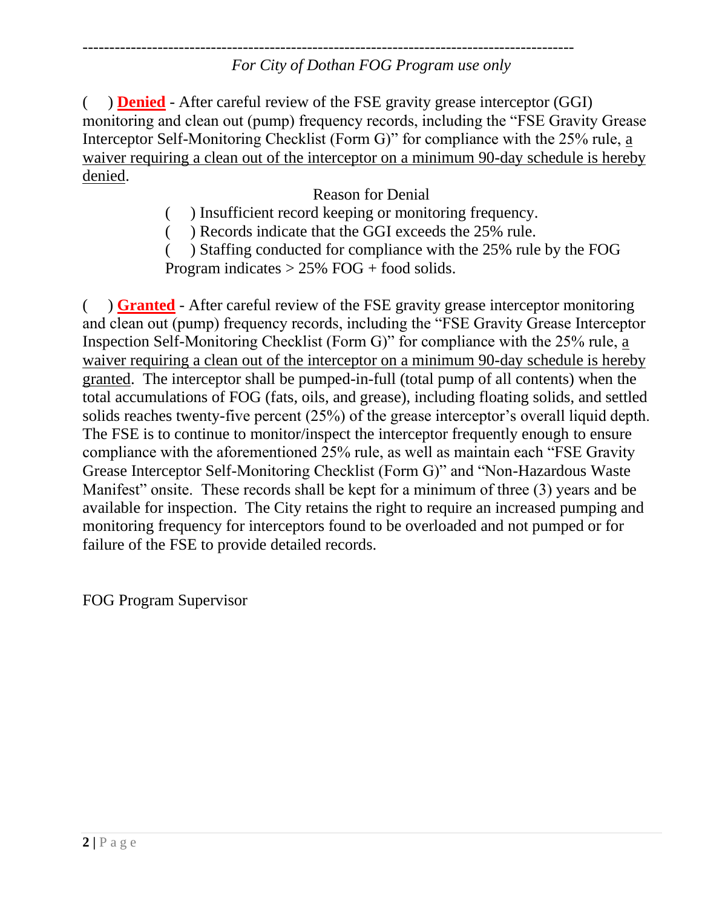---

*For City of Dothan FOG Program use only*

(    ) **Denied** - After careful review of the FSE gravity grease interceptor (GGI) monitoring and clean out (pump) frequency records, including the "FSE Gravity Grease Interceptor Self-Monitoring Checklist (Form G)" for compliance with the 25% rule, a waiver requiring a clean out of the interceptor on a minimum 90-day schedule is hereby denied.

Reason for Denial

(    ) Insufficient record keeping or monitoring frequency.
(    ) Records indicate that the GGI exceeds the 25% rule.
(    ) Staffing conducted for compliance with the 25% rule by the FOG Program indicates > 25% FOG + food solids.

(    ) **Granted** - After careful review of the FSE gravity grease interceptor monitoring and clean out (pump) frequency records, including the "FSE Gravity Grease Interceptor Inspection Self-Monitoring Checklist (Form G)" for compliance with the 25% rule, a waiver requiring a clean out of the interceptor on a minimum 90-day schedule is hereby granted. The interceptor shall be pumped-in-full (total pump of all contents) when the total accumulations of FOG (fats, oils, and grease), including floating solids, and settled solids reaches twenty-five percent (25%) of the grease interceptor's overall liquid depth. The FSE is to continue to monitor/inspect the interceptor frequently enough to ensure compliance with the aforementioned 25% rule, as well as maintain each "FSE Gravity Grease Interceptor Self-Monitoring Checklist (Form G)" and "Non-Hazardous Waste Manifest" onsite. These records shall be kept for a minimum of three (3) years and be available for inspection. The City retains the right to require an increased pumping and monitoring frequency for interceptors found to be overloaded and not pumped or for failure of the FSE to provide detailed records.

FOG Program Supervisor